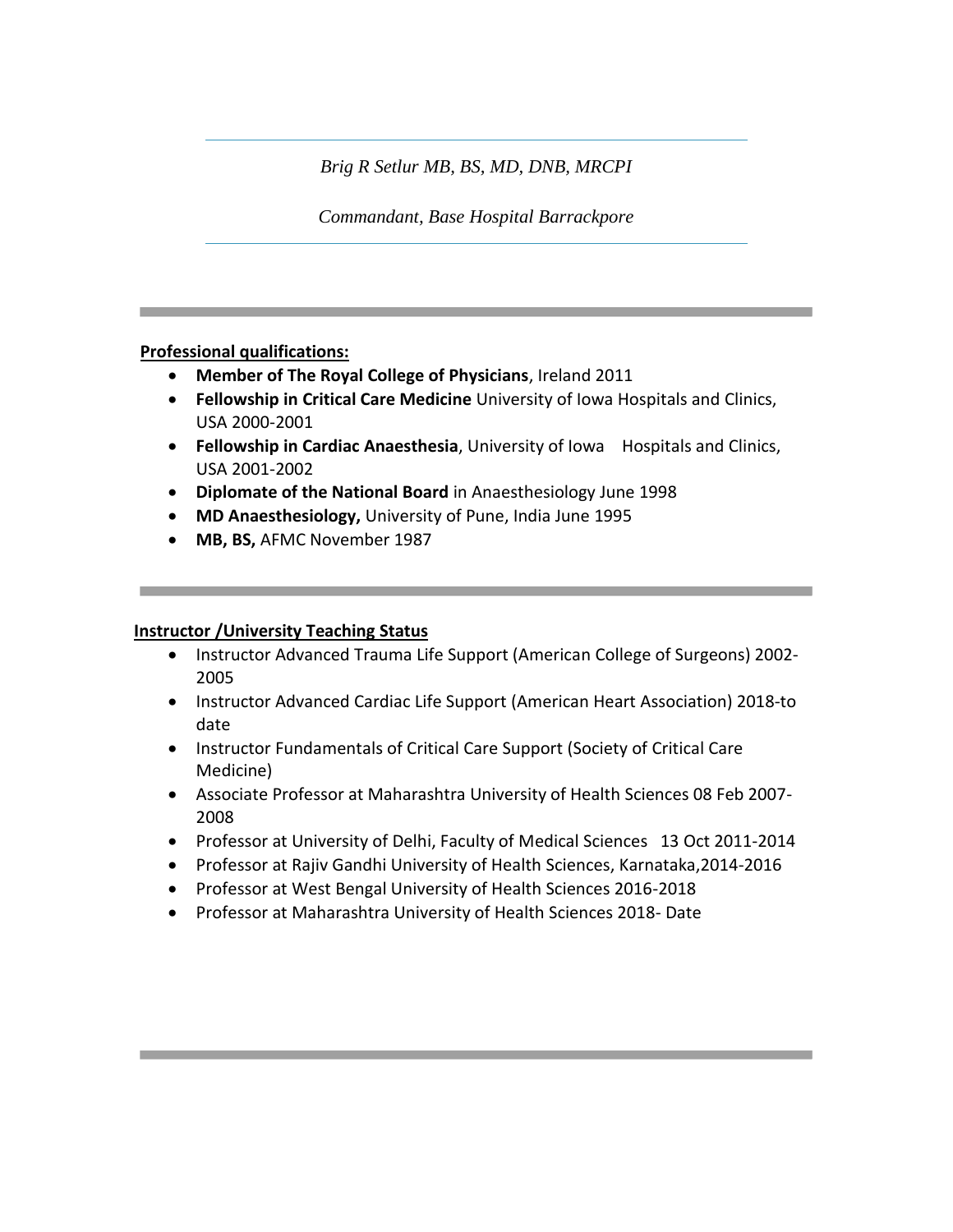*Brig R Setlur MB, BS, MD, DNB, MRCPI*

*Commandant, Base Hospital Barrackpore*

---

**Professional qualifications:**

- **Member of The Royal College of Physicians**, Ireland 2011
- **Fellowship in Critical Care Medicine** University of Iowa Hospitals and Clinics, USA 2000-2001
- **Fellowship in Cardiac Anaesthesia**, University of Iowa Hospitals and Clinics, USA 2001-2002
- **Diplomate of the National Board** in Anaesthesiology June 1998
- **MD Anaesthesiology,** University of Pune, India June 1995
- **MB, BS,** AFMC November 1987

---

**Instructor /University Teaching Status**

- Instructor Advanced Trauma Life Support (American College of Surgeons) 2002-2005
- Instructor Advanced Cardiac Life Support (American Heart Association) 2018-to date
- Instructor Fundamentals of Critical Care Support (Society of Critical Care Medicine)
- Associate Professor at Maharashtra University of Health Sciences 08 Feb 2007-2008
- Professor at University of Delhi, Faculty of Medical Sciences 13 Oct 2011-2014
- Professor at Rajiv Gandhi University of Health Sciences, Karnataka,2014-2016
- Professor at West Bengal University of Health Sciences 2016-2018
- Professor at Maharashtra University of Health Sciences 2018- Date

---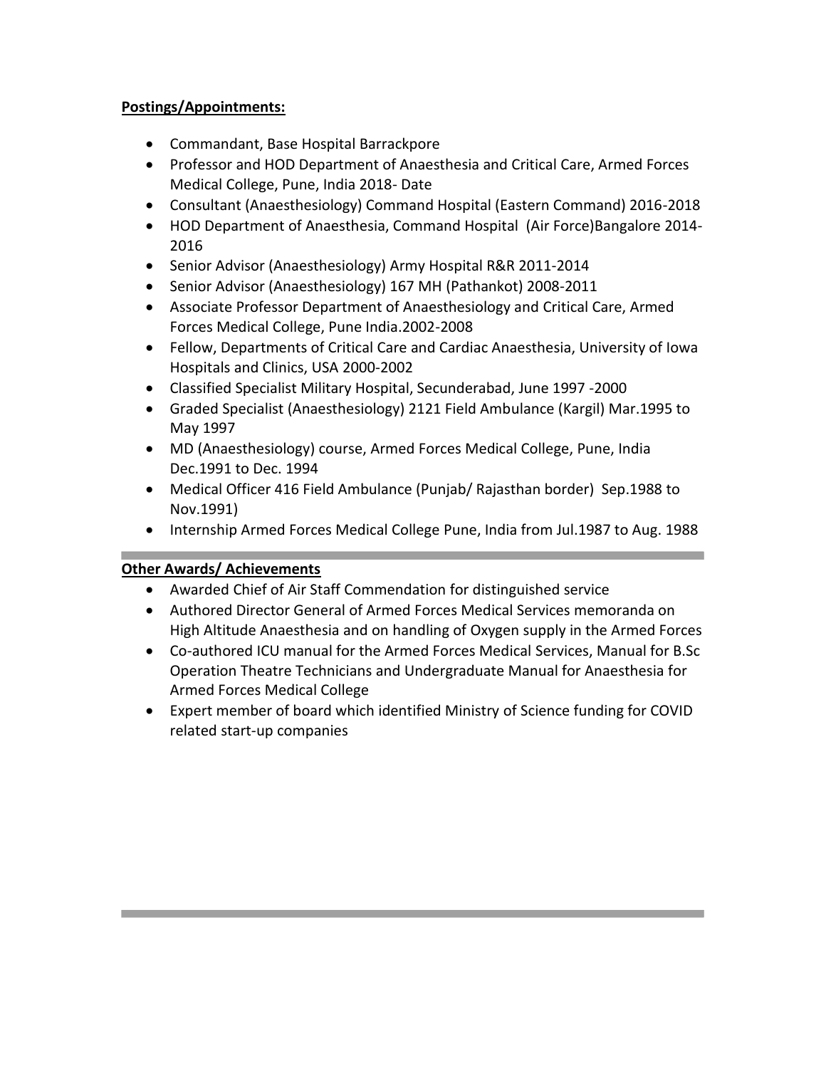**Postings/Appointments:**

- Commandant, Base Hospital Barrackpore
- Professor and HOD Department of Anaesthesia and Critical Care, Armed Forces Medical College, Pune, India 2018- Date
- Consultant (Anaesthesiology) Command Hospital (Eastern Command) 2016-2018
- HOD Department of Anaesthesia, Command Hospital (Air Force)Bangalore 2014-2016
- Senior Advisor (Anaesthesiology) Army Hospital R&R 2011-2014
- Senior Advisor (Anaesthesiology) 167 MH (Pathankot) 2008-2011
- Associate Professor Department of Anaesthesiology and Critical Care, Armed Forces Medical College, Pune India.2002-2008
- Fellow, Departments of Critical Care and Cardiac Anaesthesia, University of Iowa Hospitals and Clinics, USA 2000-2002
- Classified Specialist Military Hospital, Secunderabad, June 1997 -2000
- Graded Specialist (Anaesthesiology) 2121 Field Ambulance (Kargil) Mar.1995 to May 1997
- MD (Anaesthesiology) course, Armed Forces Medical College, Pune, India Dec.1991 to Dec. 1994
- Medical Officer 416 Field Ambulance (Punjab/ Rajasthan border) Sep.1988 to Nov.1991)
- Internship Armed Forces Medical College Pune, India from Jul.1987 to Aug. 1988

---

**Other Awards/ Achievements**

- Awarded Chief of Air Staff Commendation for distinguished service
- Authored Director General of Armed Forces Medical Services memoranda on High Altitude Anaesthesia and on handling of Oxygen supply in the Armed Forces
- Co-authored ICU manual for the Armed Forces Medical Services, Manual for B.Sc Operation Theatre Technicians and Undergraduate Manual for Anaesthesia for Armed Forces Medical College
- Expert member of board which identified Ministry of Science funding for COVID related start-up companies

---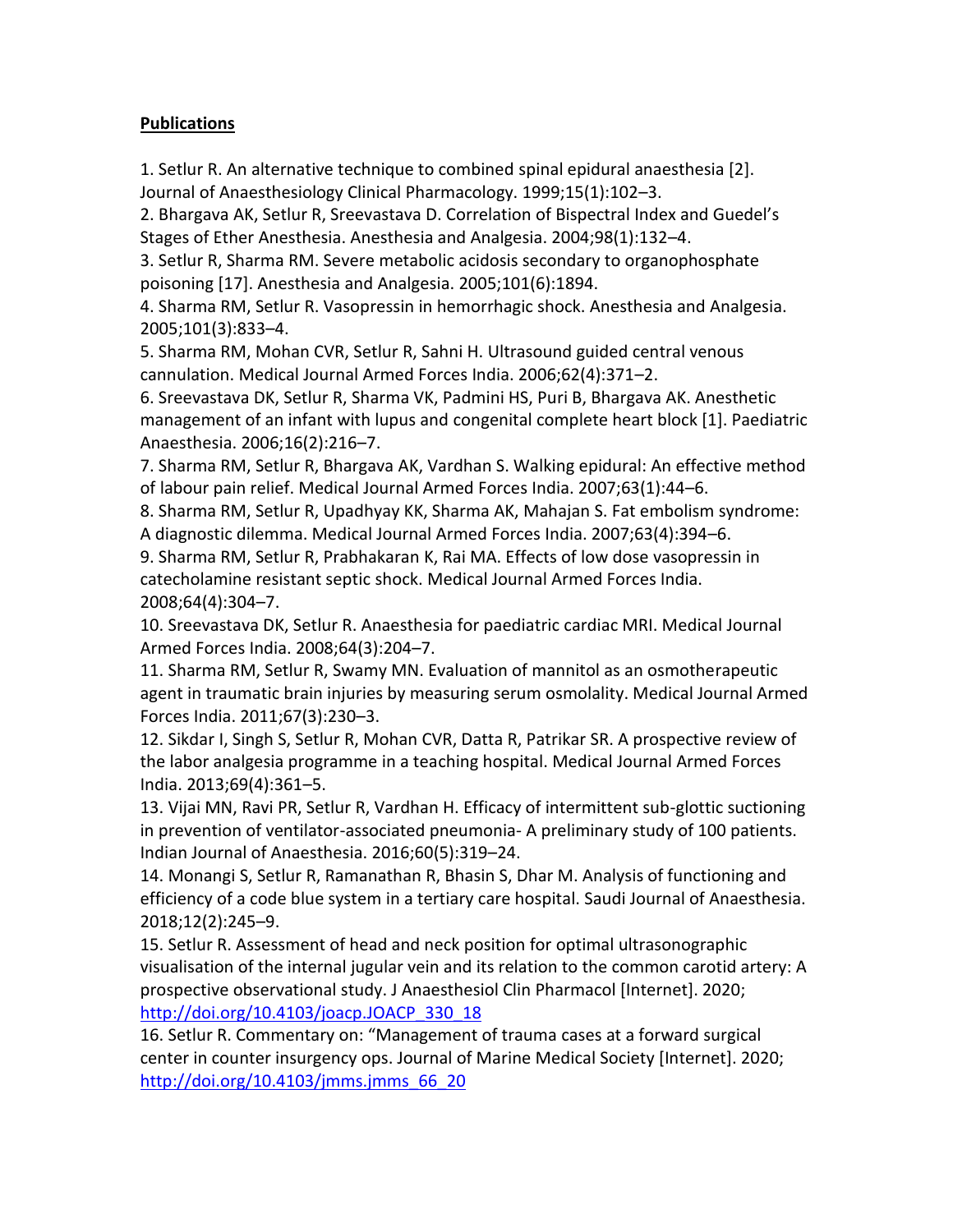**Publications**

1. Setlur R. An alternative technique to combined spinal epidural anaesthesia [2]. Journal of Anaesthesiology Clinical Pharmacology. 1999;15(1):102–3.
2. Bhargava AK, Setlur R, Sreevastava D. Correlation of Bispectral Index and Guedel's Stages of Ether Anesthesia. Anesthesia and Analgesia. 2004;98(1):132–4.
3. Setlur R, Sharma RM. Severe metabolic acidosis secondary to organophosphate poisoning [17]. Anesthesia and Analgesia. 2005;101(6):1894.
4. Sharma RM, Setlur R. Vasopressin in hemorrhagic shock. Anesthesia and Analgesia. 2005;101(3):833–4.
5. Sharma RM, Mohan CVR, Setlur R, Sahni H. Ultrasound guided central venous cannulation. Medical Journal Armed Forces India. 2006;62(4):371–2.
6. Sreevastava DK, Setlur R, Sharma VK, Padmini HS, Puri B, Bhargava AK. Anesthetic management of an infant with lupus and congenital complete heart block [1]. Paediatric Anaesthesia. 2006;16(2):216–7.
7. Sharma RM, Setlur R, Bhargava AK, Vardhan S. Walking epidural: An effective method of labour pain relief. Medical Journal Armed Forces India. 2007;63(1):44–6.
8. Sharma RM, Setlur R, Upadhyay KK, Sharma AK, Mahajan S. Fat embolism syndrome: A diagnostic dilemma. Medical Journal Armed Forces India. 2007;63(4):394–6.
9. Sharma RM, Setlur R, Prabhakaran K, Rai MA. Effects of low dose vasopressin in catecholamine resistant septic shock. Medical Journal Armed Forces India. 2008;64(4):304–7.
10. Sreevastava DK, Setlur R. Anaesthesia for paediatric cardiac MRI. Medical Journal Armed Forces India. 2008;64(3):204–7.
11. Sharma RM, Setlur R, Swamy MN. Evaluation of mannitol as an osmotherapeutic agent in traumatic brain injuries by measuring serum osmolality. Medical Journal Armed Forces India. 2011;67(3):230–3.
12. Sikdar I, Singh S, Setlur R, Mohan CVR, Datta R, Patrikar SR. A prospective review of the labor analgesia programme in a teaching hospital. Medical Journal Armed Forces India. 2013;69(4):361–5.
13. Vijai MN, Ravi PR, Setlur R, Vardhan H. Efficacy of intermittent sub-glottic suctioning in prevention of ventilator-associated pneumonia- A preliminary study of 100 patients. Indian Journal of Anaesthesia. 2016;60(5):319–24.
14. Monangi S, Setlur R, Ramanathan R, Bhasin S, Dhar M. Analysis of functioning and efficiency of a code blue system in a tertiary care hospital. Saudi Journal of Anaesthesia. 2018;12(2):245–9.
15. Setlur R. Assessment of head and neck position for optimal ultrasonographic visualisation of the internal jugular vein and its relation to the common carotid artery: A prospective observational study. J Anaesthesiol Clin Pharmacol [Internet]. 2020; http://doi.org/10.4103/joacp.JOACP_330_18
16. Setlur R. Commentary on: "Management of trauma cases at a forward surgical center in counter insurgency ops. Journal of Marine Medical Society [Internet]. 2020; http://doi.org/10.4103/jmms.jmms_66_20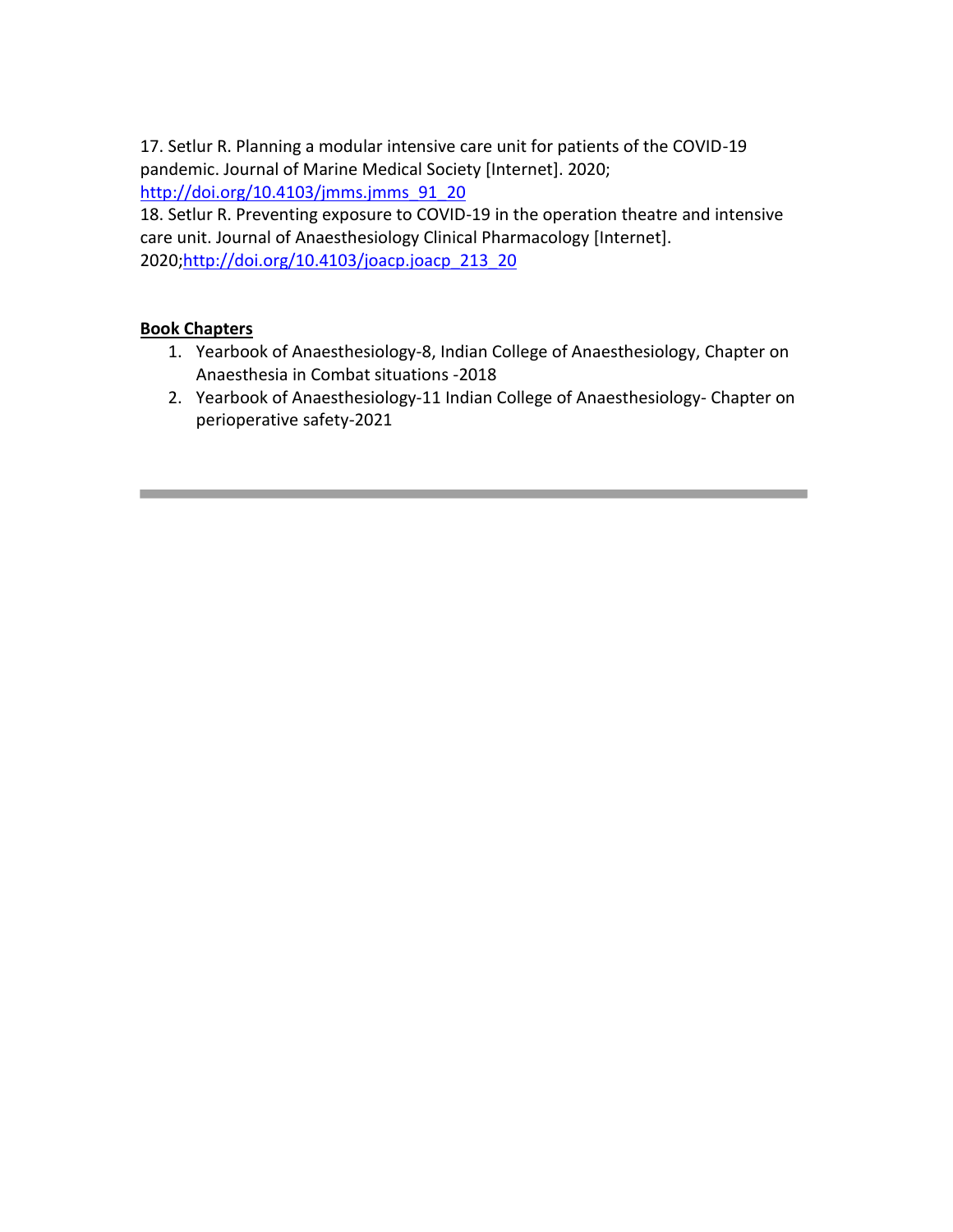17. Setlur R. Planning a modular intensive care unit for patients of the COVID-19 pandemic. Journal of Marine Medical Society [Internet]. 2020; http://doi.org/10.4103/jmms.jmms_91_20

18. Setlur R. Preventing exposure to COVID-19 in the operation theatre and intensive care unit. Journal of Anaesthesiology Clinical Pharmacology [Internet]. 2020;http://doi.org/10.4103/joacp.joacp_213_20

**Book Chapters**

1. Yearbook of Anaesthesiology-8, Indian College of Anaesthesiology, Chapter on Anaesthesia in Combat situations -2018
2. Yearbook of Anaesthesiology-11 Indian College of Anaesthesiology- Chapter on perioperative safety-2021